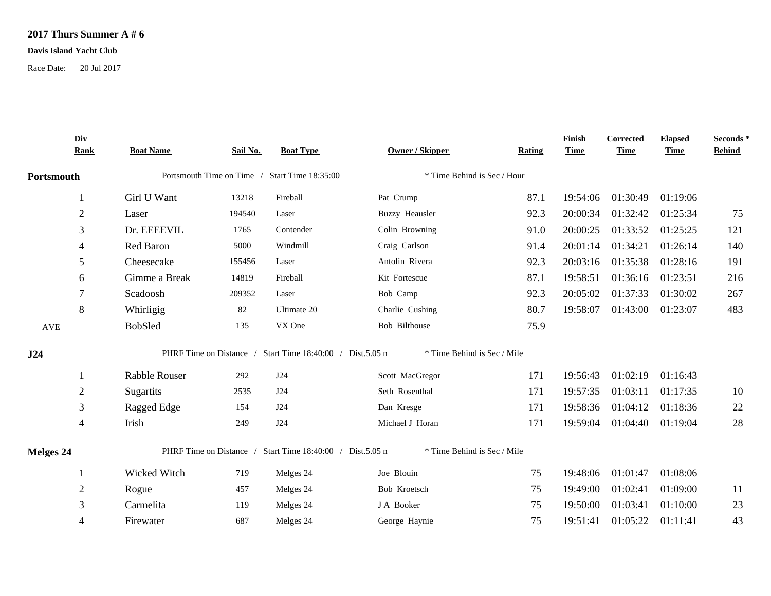**2017 Thurs Summer A # 6**

**Davis Island Yacht Club**

Race Date: 20 Jul 2017

| | Div Rank | Boat Name | Sail No. | Boat Type | Owner / Skipper | Rating | Finish Time | Corrected Time | Elapsed Time | Seconds * Behind |
|---|---|---|---|---|---|---|---|---|---|---|
| **Portsmouth** | | Portsmouth Time on Time / Start Time 18:35:00 | | | * Time Behind is Sec / Hour | | | | | |
| | 1 | Girl U Want | 13218 | Fireball | Pat Crump | 87.1 | 19:54:06 | 01:30:49 | 01:19:06 | |
| | 2 | Laser | 194540 | Laser | Buzzy Heausler | 92.3 | 20:00:34 | 01:32:42 | 01:25:34 | 75 |
| | 3 | Dr. EEEEVIL | 1765 | Contender | Colin Browning | 91.0 | 20:00:25 | 01:33:52 | 01:25:25 | 121 |
| | 4 | Red Baron | 5000 | Windmill | Craig Carlson | 91.4 | 20:01:14 | 01:34:21 | 01:26:14 | 140 |
| | 5 | Cheesecake | 155456 | Laser | Antolin Rivera | 92.3 | 20:03:16 | 01:35:38 | 01:28:16 | 191 |
| | 6 | Gimme a Break | 14819 | Fireball | Kit Fortescue | 87.1 | 19:58:51 | 01:36:16 | 01:23:51 | 216 |
| | 7 | Scadoosh | 209352 | Laser | Bob Camp | 92.3 | 20:05:02 | 01:37:33 | 01:30:02 | 267 |
| | 8 | Whirligig | 82 | Ultimate 20 | Charlie Cushing | 80.7 | 19:58:07 | 01:43:00 | 01:23:07 | 483 |
| AVE | | BobSled | 135 | VX One | Bob Bilthouse | 75.9 | | | | |
| **J24** | | PHRF Time on Distance / Start Time 18:40:00 / Dist.5.05 n | | | * Time Behind is Sec / Mile | | | | | |
| | 1 | Rabble Rouser | 292 | J24 | Scott MacGregor | 171 | 19:56:43 | 01:02:19 | 01:16:43 | |
| | 2 | Sugartits | 2535 | J24 | Seth Rosenthal | 171 | 19:57:35 | 01:03:11 | 01:17:35 | 10 |
| | 3 | Ragged Edge | 154 | J24 | Dan Kresge | 171 | 19:58:36 | 01:04:12 | 01:18:36 | 22 |
| | 4 | Irish | 249 | J24 | Michael J Horan | 171 | 19:59:04 | 01:04:40 | 01:19:04 | 28 |
| **Melges 24** | | PHRF Time on Distance / Start Time 18:40:00 / Dist.5.05 n | | | * Time Behind is Sec / Mile | | | | | |
| | 1 | Wicked Witch | 719 | Melges 24 | Joe Blouin | 75 | 19:48:06 | 01:01:47 | 01:08:06 | |
| | 2 | Rogue | 457 | Melges 24 | Bob Kroetsch | 75 | 19:49:00 | 01:02:41 | 01:09:00 | 11 |
| | 3 | Carmelita | 119 | Melges 24 | J A Booker | 75 | 19:50:00 | 01:03:41 | 01:10:00 | 23 |
| | 4 | Firewater | 687 | Melges 24 | George Haynie | 75 | 19:51:41 | 01:05:22 | 01:11:41 | 43 |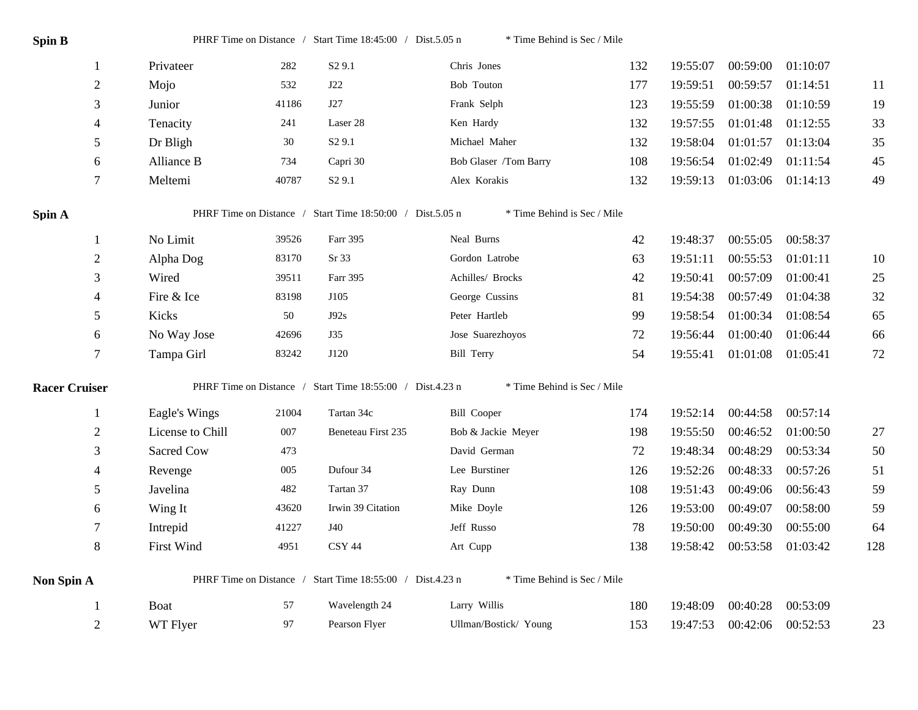**Spin B** PHRF Time on Distance / Start Time 18:45:00 / Dist.5.05 n * Time Behind is Sec / Mile

| | | | | | | | | | |
|---|---|---|---|---|---|---|---|---|---|
| 1 | Privateer | 282 | S2 9.1 | Chris Jones | 132 | 19:55:07 | 00:59:00 | 01:10:07 | |
| 2 | Mojo | 532 | J22 | Bob Touton | 177 | 19:59:51 | 00:59:57 | 01:14:51 | 11 |
| 3 | Junior | 41186 | J27 | Frank Selph | 123 | 19:55:59 | 01:00:38 | 01:10:59 | 19 |
| 4 | Tenacity | 241 | Laser 28 | Ken Hardy | 132 | 19:57:55 | 01:01:48 | 01:12:55 | 33 |
| 5 | Dr Bligh | 30 | S2 9.1 | Michael Maher | 132 | 19:58:04 | 01:01:57 | 01:13:04 | 35 |
| 6 | Alliance B | 734 | Capri 30 | Bob Glaser /Tom Barry | 108 | 19:56:54 | 01:02:49 | 01:11:54 | 45 |
| 7 | Meltemi | 40787 | S2 9.1 | Alex Korakis | 132 | 19:59:13 | 01:03:06 | 01:14:13 | 49 |

**Spin A** PHRF Time on Distance / Start Time 18:50:00 / Dist.5.05 n * Time Behind is Sec / Mile

| | | | | | | | | | |
|---|---|---|---|---|---|---|---|---|---|
| 1 | No Limit | 39526 | Farr 395 | Neal Burns | 42 | 19:48:37 | 00:55:05 | 00:58:37 | |
| 2 | Alpha Dog | 83170 | Sr 33 | Gordon Latrobe | 63 | 19:51:11 | 00:55:53 | 01:01:11 | 10 |
| 3 | Wired | 39511 | Farr 395 | Achilles/ Brocks | 42 | 19:50:41 | 00:57:09 | 01:00:41 | 25 |
| 4 | Fire & Ice | 83198 | J105 | George Cussins | 81 | 19:54:38 | 00:57:49 | 01:04:38 | 32 |
| 5 | Kicks | 50 | J92s | Peter Hartleb | 99 | 19:58:54 | 01:00:34 | 01:08:54 | 65 |
| 6 | No Way Jose | 42696 | J35 | Jose Suarezhoyos | 72 | 19:56:44 | 01:00:40 | 01:06:44 | 66 |
| 7 | Tampa Girl | 83242 | J120 | Bill Terry | 54 | 19:55:41 | 01:01:08 | 01:05:41 | 72 |

**Racer Cruiser** PHRF Time on Distance / Start Time 18:55:00 / Dist.4.23 n * Time Behind is Sec / Mile

| | | | | | | | | | |
|---|---|---|---|---|---|---|---|---|---|
| 1 | Eagle's Wings | 21004 | Tartan 34c | Bill Cooper | 174 | 19:52:14 | 00:44:58 | 00:57:14 | |
| 2 | License to Chill | 007 | Beneteau First 235 | Bob & Jackie Meyer | 198 | 19:55:50 | 00:46:52 | 01:00:50 | 27 |
| 3 | Sacred Cow | 473 | | David German | 72 | 19:48:34 | 00:48:29 | 00:53:34 | 50 |
| 4 | Revenge | 005 | Dufour 34 | Lee Burstiner | 126 | 19:52:26 | 00:48:33 | 00:57:26 | 51 |
| 5 | Javelina | 482 | Tartan 37 | Ray Dunn | 108 | 19:51:43 | 00:49:06 | 00:56:43 | 59 |
| 6 | Wing It | 43620 | Irwin 39 Citation | Mike Doyle | 126 | 19:53:00 | 00:49:07 | 00:58:00 | 59 |
| 7 | Intrepid | 41227 | J40 | Jeff Russo | 78 | 19:50:00 | 00:49:30 | 00:55:00 | 64 |
| 8 | First Wind | 4951 | CSY 44 | Art Cupp | 138 | 19:58:42 | 00:53:58 | 01:03:42 | 128 |

**Non Spin A** PHRF Time on Distance / Start Time 18:55:00 / Dist.4.23 n * Time Behind is Sec / Mile

| | | | | | | | | | |
|---|---|---|---|---|---|---|---|---|---|
| 1 | Boat | 57 | Wavelength 24 | Larry Willis | 180 | 19:48:09 | 00:40:28 | 00:53:09 | |
| 2 | WT Flyer | 97 | Pearson Flyer | Ullman/Bostick/ Young | 153 | 19:47:53 | 00:42:06 | 00:52:53 | 23 |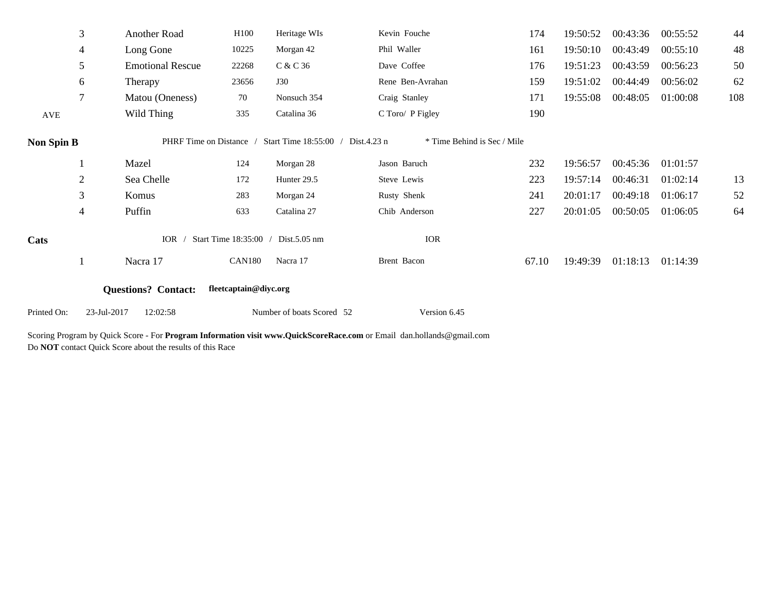| | | | | | | | | | |
|---|---|---|---|---|---|---|---|---|---|
| 3 | Another Road | H100 | Heritage WIs | Kevin Fouche | 174 | 19:50:52 | 00:43:36 | 00:55:52 | 44 |
| 4 | Long Gone | 10225 | Morgan 42 | Phil Waller | 161 | 19:50:10 | 00:43:49 | 00:55:10 | 48 |
| 5 | Emotional Rescue | 22268 | C & C 36 | Dave Coffee | 176 | 19:51:23 | 00:43:59 | 00:56:23 | 50 |
| 6 | Therapy | 23656 | J30 | Rene Ben-Avrahan | 159 | 19:51:02 | 00:44:49 | 00:56:02 | 62 |
| 7 | Matou (Oneness) | 70 | Nonsuch 354 | Craig Stanley | 171 | 19:55:08 | 00:48:05 | 01:00:08 | 108 |
| AVE | Wild Thing | 335 | Catalina 36 | C Toro/ P Figley | 190 | | | | |

**Non Spin B** PHRF Time on Distance / Start Time 18:55:00 / Dist.4.23 n * Time Behind is Sec / Mile

| | | | | | | | | | |
|---|---|---|---|---|---|---|---|---|---|
| 1 | Mazel | 124 | Morgan 28 | Jason Baruch | 232 | 19:56:57 | 00:45:36 | 01:01:57 | |
| 2 | Sea Chelle | 172 | Hunter 29.5 | Steve Lewis | 223 | 19:57:14 | 00:46:31 | 01:02:14 | 13 |
| 3 | Komus | 283 | Morgan 24 | Rusty Shenk | 241 | 20:01:17 | 00:49:18 | 01:06:17 | 52 |
| 4 | Puffin | 633 | Catalina 27 | Chib Anderson | 227 | 20:01:05 | 00:50:05 | 01:06:05 | 64 |

**Cats** IOR / Start Time 18:35:00 / Dist.5.05 nm IOR

| | | | | | | | | | |
|---|---|---|---|---|---|---|---|---|---|
| 1 | Nacra 17 | CAN180 | Nacra 17 | Brent Bacon | 67.10 | 19:49:39 | 01:18:13 | 01:14:39 | |

**Questions? Contact:** **fleetcaptain@diyc.org**

Printed On: 23-Jul-2017 12:02:58 Number of boats Scored 52 Version 6.45

Scoring Program by Quick Score - For **Program Information visit www.QuickScoreRace.com** or Email dan.hollands@gmail.com
Do **NOT** contact Quick Score about the results of this Race